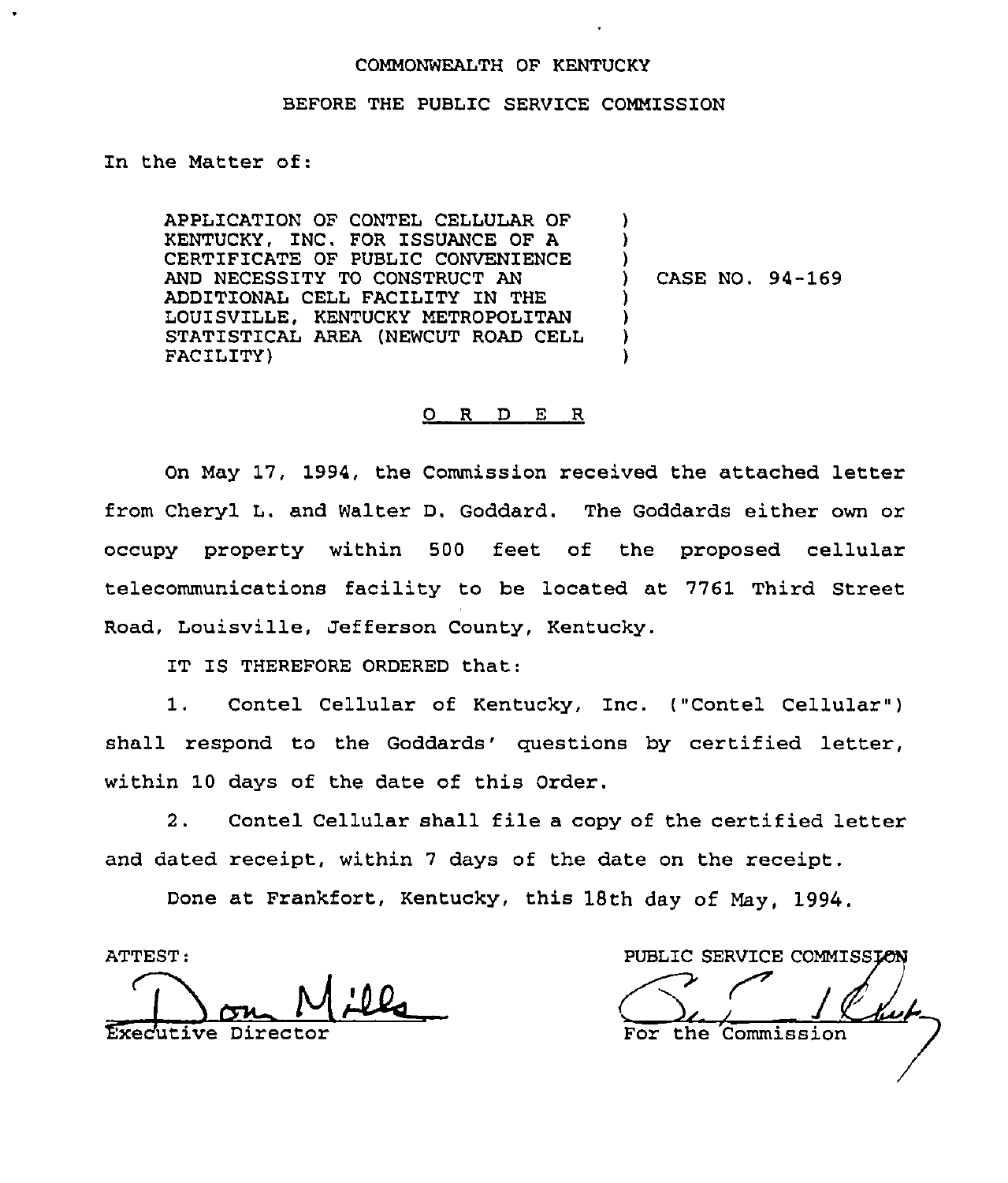COMMONWEALTH OF KENTUCKY

BEFORE THE PUBLIC SERVICE COMMISSION

In the Matter of:

| | |
|---|---|
| APPLICATION OF CONTEL CELLULAR OF KENTUCKY, INC. FOR ISSUANCE OF A CERTIFICATE OF PUBLIC CONVENIENCE AND NECESSITY TO CONSTRUCT AN ADDITIONAL CELL FACILITY IN THE LOUISVILLE, KENTUCKY METROPOLITAN STATISTICAL AREA (NEWCUT ROAD CELL FACILITY) | CASE NO. 94-169 |

## ORDER

On May 17, 1994, the Commission received the attached letter from Cheryl L. and Walter D. Goddard. The Goddards either own or occupy property within 500 feet of the proposed cellular telecommunications facility to be located at 7761 Third Street Road, Louisville, Jefferson County, Kentucky.

IT IS THEREFORE ORDERED that:

1. Contel Cellular of Kentucky, Inc. ("Contel Cellular") shall respond to the Goddards' questions by certified letter, within 10 days of the date of this Order.

2. Contel Cellular shall file a copy of the certified letter and dated receipt, within 7 days of the date on the receipt.

Done at Frankfort, Kentucky, this 18th day of May, 1994.

ATTEST:

Don Mills
Executive Director

PUBLIC SERVICE COMMISSION

For the Commission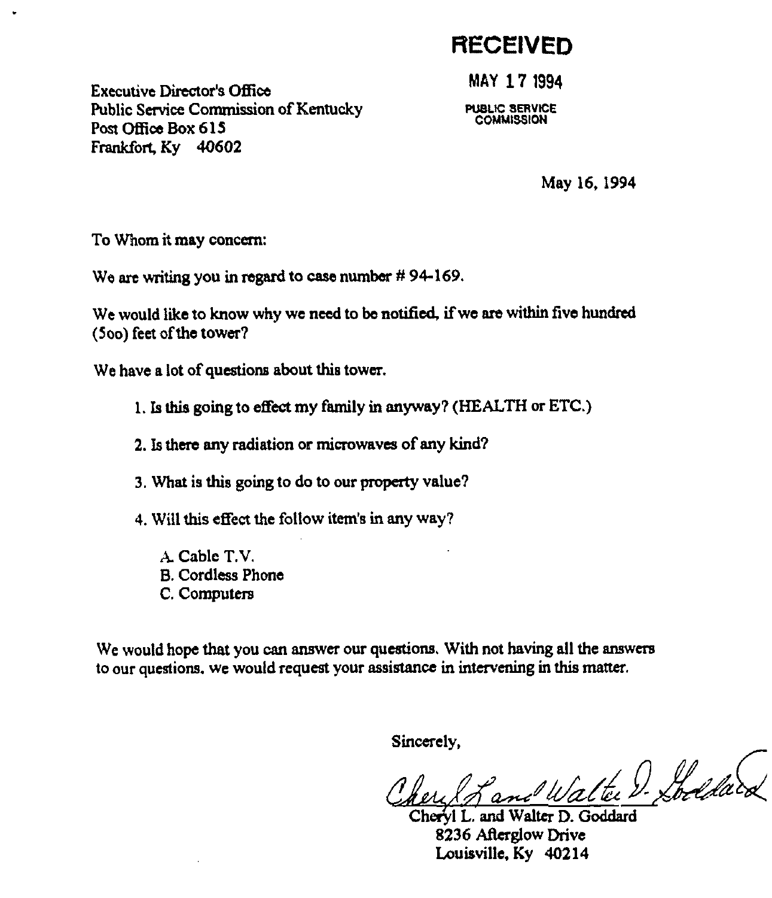Executive Director's Office
Public Service Commission of Kentucky
Post Office Box 615
Frankfort, Ky 40602

**RECEIVED**

MAY 17 1994

PUBLIC SERVICE COMMISSION

May 16, 1994

To Whom it may concern:

We are writing you in regard to case number # 94-169.

We would like to know why we need to be notified, if we are within five hundred (5oo) feet of the tower?

We have a lot of questions about this tower.

1. Is this going to effect my family in anyway? (HEALTH or ETC.)

2. Is there any radiation or microwaves of any kind?

3. What is this going to do to our property value?

4. Will this effect the follow item's in any way?

   A. Cable T.V.
   B. Cordless Phone
   C. Computers

We would hope that you can answer our questions. With not having all the answers to our questions, we would request your assistance in intervening in this matter.

Sincerely,

Cheryl L. and Walter D. Goddard

Cheryl L. and Walter D. Goddard
8236 Afterglow Drive
Louisville, Ky 40214